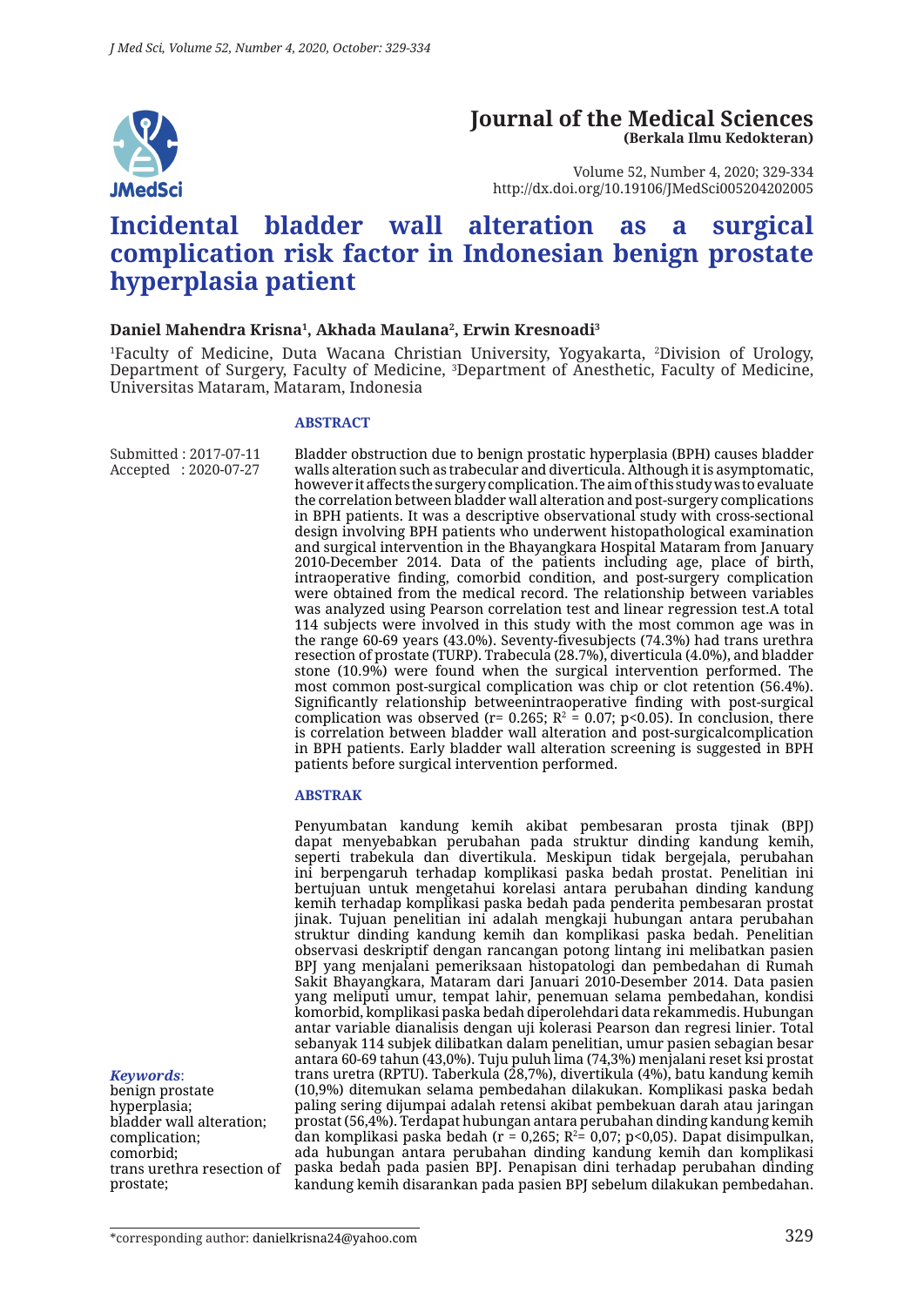# Journal of the Medical Sciences
**(Berkala Ilmu Kedokteran)**

Volume 52, Number 4, 2020; 329-334
http://dx.doi.org/10.19106/JMedSci005204202005

# Incidental bladder wall alteration as a surgical complication risk factor in Indonesian benign prostate hyperplasia patient

**Daniel Mahendra Krisna[1], Akhada Maulana[2], Erwin Kresnoadi[3]**

[1]Faculty of Medicine, Duta Wacana Christian University, Yogyakarta, [2]Division of Urology, Department of Surgery, Faculty of Medicine, [3]Department of Anesthetic, Faculty of Medicine, Universitas Mataram, Mataram, Indonesia

Submitted : 2017-07-11
Accepted : 2020-07-27

## ABSTRACT

Bladder obstruction due to benign prostatic hyperplasia (BPH) causes bladder walls alteration such as trabecular and diverticula. Although it is asymptomatic, however it affects the surgery complication. The aim of this study was to evaluate the correlation between bladder wall alteration and post-surgery complications in BPH patients. It was a descriptive observational study with cross-sectional design involving BPH patients who underwent histopathological examination and surgical intervention in the Bhayangkara Hospital Mataram from January 2010-December 2014. Data of the patients including age, place of birth, intraoperative finding, comorbid condition, and post-surgery complication were obtained from the medical record. The relationship between variables was analyzed using Pearson correlation test and linear regression test.A total 114 subjects were involved in this study with the most common age was in the range 60-69 years (43.0%). Seventy-fivesubjects (74.3%) had trans urethra resection of prostate (TURP). Trabecula (28.7%), diverticula (4.0%), and bladder stone (10.9%) were found when the surgical intervention performed. The most common post-surgical complication was chip or clot retention (56.4%). Significantly relationship betweenintraoperative finding with post-surgical complication was observed (r= 0.265; $R^2$ = 0.07; p<0.05). In conclusion, there is correlation between bladder wall alteration and post-surgicalcomplication in BPH patients. Early bladder wall alteration screening is suggested in BPH patients before surgical intervention performed.

## ABSTRAK

Penyumbatan kandung kemih akibat pembesaran prosta tjinak (BPJ) dapat menyebabkan perubahan pada struktur dinding kandung kemih, seperti trabekula dan divertikula. Meskipun tidak bergejala, perubahan ini berpengaruh terhadap komplikasi paska bedah prostat. Penelitian ini bertujuan untuk mengetahui korelasi antara perubahan dinding kandung kemih terhadap komplikasi paska bedah pada penderita pembesaran prostat jinak. Tujuan penelitian ini adalah mengkaji hubungan antara perubahan struktur dinding kandung kemih dan komplikasi paska bedah. Penelitian observasi deskriptif dengan rancangan potong lintang ini melibatkan pasien BPJ yang menjalani pemeriksaan histopatologi dan pembedahan di Rumah Sakit Bhayangkara, Mataram dari Januari 2010-Desember 2014. Data pasien yang meliputi umur, tempat lahir, penemuan selama pembedahan, kondisi komorbid, komplikasi paska bedah diperolehdari data rekammedis. Hubungan antar variable dianalisis dengan uji kolerasi Pearson dan regresi linier. Total sebanyak 114 subjek dilibatkan dalam penelitian, umur pasien sebagian besar antara 60-69 tahun (43,0%). Tuju puluh lima (74,3%) menjalani reset ksi prostat trans uretra (RPTU). Taberkula (28,7%), divertikula (4%), batu kandung kemih (10,9%) ditemukan selama pembedahan dilakukan. Komplikasi paska bedah paling sering dijumpai adalah retensi akibat pembekuan darah atau jaringan prostat (56,4%). Terdapat hubungan antara perubahan dinding kandung kemih dan komplikasi paska bedah (r = 0,265; $R^2$= 0,07; p<0,05). Dapat disimpulkan, ada hubungan antara perubahan dinding kandung uji kemih dan komplikasi paska bedah pada pasien BPJ. Penapisan dini terhadap perubahan dinding kandung kemih disarankan pada pasien BPJ sebelum dilakukan pembedahan.

*Keywords*:
benign prostate hyperplasia;
bladder wall alteration;
complication;
comorbid;
trans urethra resection of prostate;

*corresponding author: danielkrisna24@yahoo.com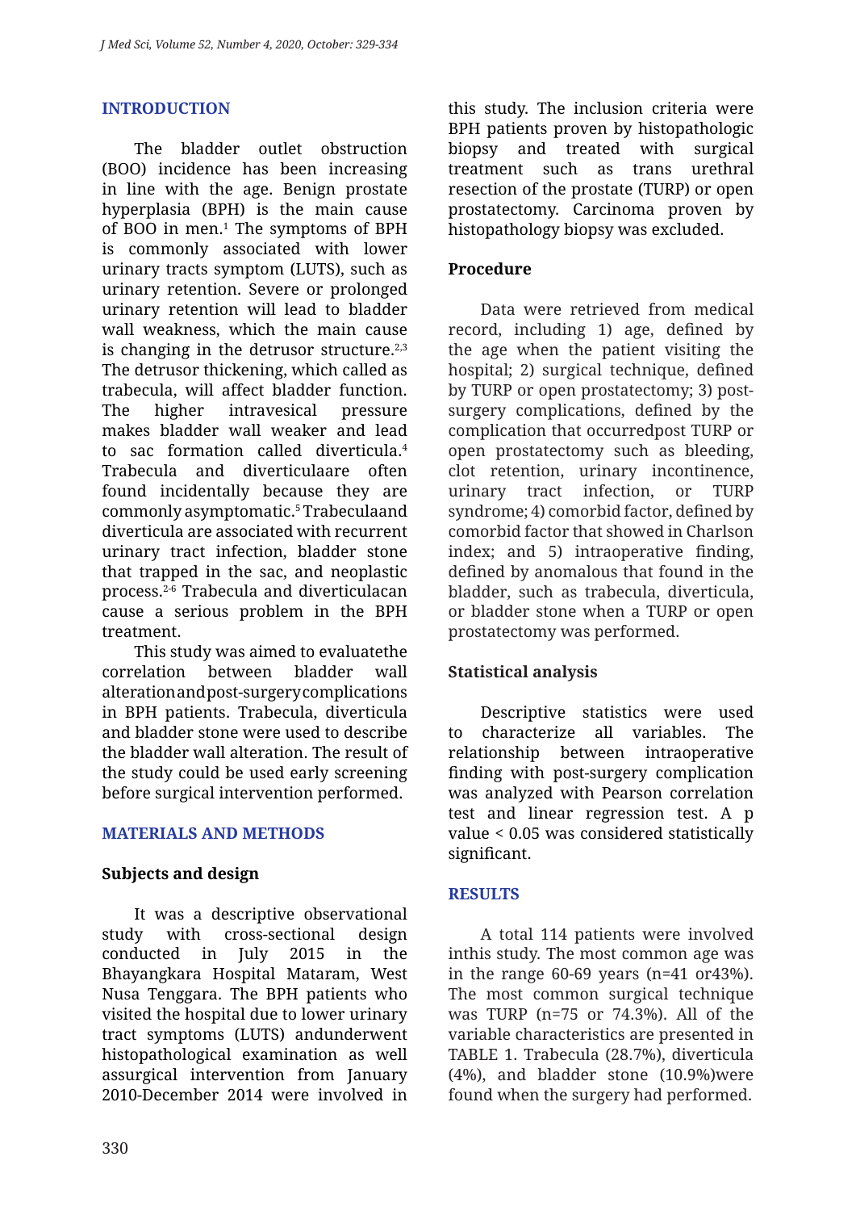## INTRODUCTION

The bladder outlet obstruction (BOO) incidence has been increasing in line with the age. Benign prostate hyperplasia (BPH) is the main cause of BOO in men.[1] The symptoms of BPH is commonly associated with lower urinary tracts symptom (LUTS), such as urinary retention. Severe or prolonged urinary retention will lead to bladder wall weakness, which the main cause is changing in the detrusor structure.[2,3] The detrusor thickening, which called as trabecula, will affect bladder function. The higher intravesical pressure makes bladder wall weaker and lead to sac formation called diverticula.[4] Trabecula and diverticulaare often found incidentally because they are commonly asymptomatic.[5] Trabeculaand diverticula are associated with recurrent urinary tract infection, bladder stone that trapped in the sac, and neoplastic process.[2-6] Trabecula and diverticulacan cause a serious problem in the BPH treatment.

This study was aimed to evaluatethe correlation between bladder wall alterationandpost-surgerycomplications in BPH patients. Trabecula, diverticula and bladder stone were used to describe the bladder wall alteration. The result of the study could be used early screening before surgical intervention performed.

## MATERIALS AND METHODS

### Subjects and design

It was a descriptive observational study with cross-sectional design conducted in July 2015 in the Bhayangkara Hospital Mataram, West Nusa Tenggara. The BPH patients who visited the hospital due to lower urinary tract symptoms (LUTS) andunderwent histopathological examination as well assurgical intervention from January 2010-December 2014 were involved in this study. The inclusion criteria were BPH patients proven by histopathologic biopsy and treated with surgical treatment such as trans urethral resection of the prostate (TURP) or open prostatectomy. Carcinoma proven by histopathology biopsy was excluded.

### Procedure

Data were retrieved from medical record, including 1) age, defined by the age when the patient visiting the hospital; 2) surgical technique, defined by TURP or open prostatectomy; 3) post-surgery complications, defined by the complication that occurredpost TURP or open prostatectomy such as bleeding, clot retention, urinary incontinence, urinary tract infection, or TURP syndrome; 4) comorbid factor, defined by comorbid factor that showed in Charlson index; and 5) intraoperative finding, defined by anomalous that found in the bladder, such as trabecula, diverticula, or bladder stone when a TURP or open prostatectomy was performed.

### Statistical analysis

Descriptive statistics were used to characterize all variables. The relationship between intraoperative finding with post-surgery complication was analyzed with Pearson correlation test and linear regression test. A p value < 0.05 was considered statistically significant.

## RESULTS

A total 114 patients were involved inthis study. The most common age was in the range 60-69 years (n=41 or43%). The most common surgical technique was TURP (n=75 or 74.3%). All of the variable characteristics are presented in TABLE 1. Trabecula (28.7%), diverticula (4%), and bladder stone (10.9%)were found when the surgery had performed.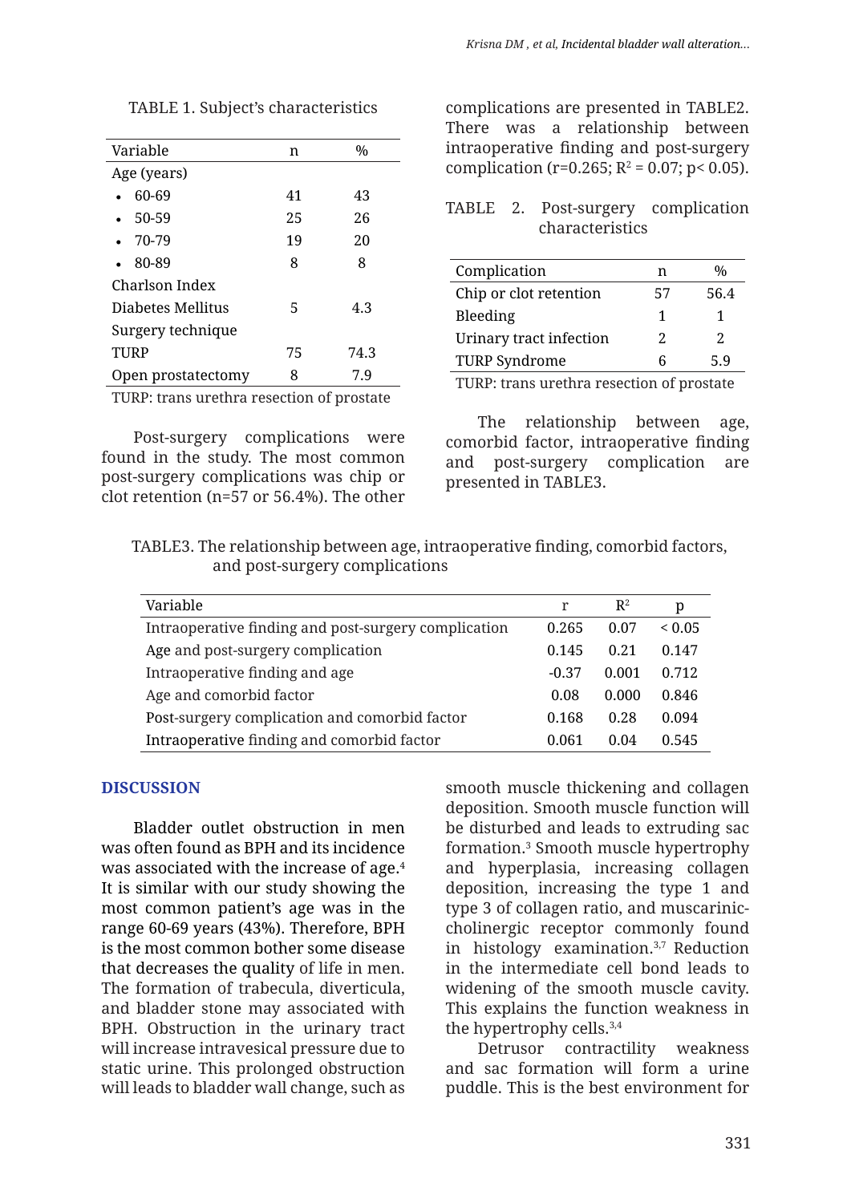TABLE 1. Subject's characteristics

| Variable | n | % |
|---|---|---|
| Age (years) | | |
| • 60-69 | 41 | 43 |
| • 50-59 | 25 | 26 |
| • 70-79 | 19 | 20 |
| • 80-89 | 8 | 8 |
| Charlson Index | | |
| Diabetes Mellitus | 5 | 4.3 |
| Surgery technique | | |
| TURP | 75 | 74.3 |
| Open prostatectomy | 8 | 7.9 |

TURP: trans urethra resection of prostate

Post-surgery complications were found in the study. The most common post-surgery complications was chip or clot retention (n=57 or 56.4%). The other complications are presented in TABLE2. There was a relationship between intraoperative finding and post-surgery complication (r=0.265; $R^2$ = 0.07; $p< 0.05$).

TABLE 2. Post-surgery complication characteristics

| Complication | n | % |
|---|---|---|
| Chip or clot retention | 57 | 56.4 |
| Bleeding | 1 | 1 |
| Urinary tract infection | 2 | 2 |
| TURP Syndrome | 6 | 5.9 |

TURP: trans urethra resection of prostate

The relationship between age, comorbid factor, intraoperative finding and post-surgery complication are presented in TABLE3.

TABLE3. The relationship between age, intraoperative finding, comorbid factors, and post-surgery complications

| Variable | r | $R^2$ | p |
|---|---|---|---|
| Intraoperative finding and post-surgery complication | 0.265 | 0.07 | < 0.05 |
| Age and post-surgery complication | 0.145 | 0.21 | 0.147 |
| Intraoperative finding and age | -0.37 | 0.001 | 0.712 |
| Age and comorbid factor | 0.08 | 0.000 | 0.846 |
| Post-surgery complication and comorbid factor | 0.168 | 0.28 | 0.094 |
| Intraoperative finding and comorbid factor | 0.061 | 0.04 | 0.545 |

## DISCUSSION

Bladder outlet obstruction in men was often found as BPH and its incidence was associated with the increase of age.[4] It is similar with our study showing the most common patient's age was in the range 60-69 years (43%). Therefore, BPH is the most common bother some disease that decreases the quality of life in men. The formation of trabecula, diverticula, and bladder stone may associated with BPH. Obstruction in the urinary tract will increase intravesical pressure due to static urine. This prolonged obstruction will leads to bladder wall change, such as smooth muscle thickening and collagen deposition. Smooth muscle function will be disturbed and leads to extruding sac formation.[3] Smooth muscle hypertrophy and hyperplasia, increasing collagen deposition, increasing the type 1 and type 3 of collagen ratio, and muscarinic-cholinergic receptor commonly found in histology examination.[3,7] Reduction in the intermediate cell bond leads to widening of the smooth muscle cavity. This explains the function weakness in the hypertrophy cells.[3,4]

Detrusor contractility weakness and sac formation will form a urine puddle. This is the best environment for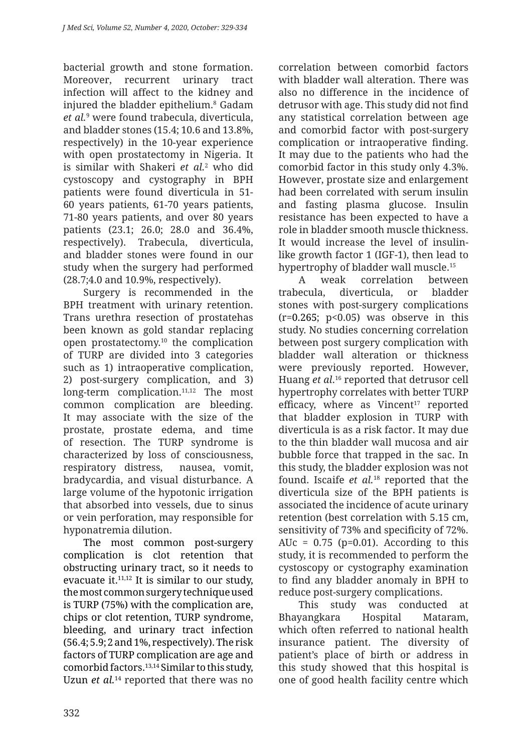bacterial growth and stone formation. Moreover, recurrent urinary tract infection will affect to the kidney and injured the bladder epithelium.[8] Gadam *et al.*[9] were found trabecula, diverticula, and bladder stones (15.4; 10.6 and 13.8%, respectively) in the 10-year experience with open prostatectomy in Nigeria. It is similar with Shakeri *et al.*[2] who did cystoscopy and cystography in BPH patients were found diverticula in 51-60 years patients, 61-70 years patients, 71-80 years patients, and over 80 years patients (23.1; 26.0; 28.0 and 36.4%, respectively). Trabecula, diverticula, and bladder stones were found in our study when the surgery had performed (28.7;4.0 and 10.9%, respectively).

Surgery is recommended in the BPH treatment with urinary retention. Trans urethra resection of prostatehas been known as gold standar replacing open prostatectomy.[10] the complication of TURP are divided into 3 categories such as 1) intraoperative complication, 2) post-surgery complication, and 3) long-term complication.[11,12] The most common complication are bleeding. It may associate with the size of the prostate, prostate edema, and time of resection. The TURP syndrome is characterized by loss of consciousness, respiratory distress, nausea, vomit, bradycardia, and visual disturbance. A large volume of the hypotonic irrigation that absorbed into vessels, due to sinus or vein perforation, may responsible for hyponatremia dilution.

The most common post-surgery complication is clot retention that obstructing urinary tract, so it needs to evacuate it.[11,12] It is similar to our study, the most common surgery technique used is TURP (75%) with the complication are, chips or clot retention, TURP syndrome, bleeding, and urinary tract infection (56.4; 5.9; 2 and 1%, respectively). The risk factors of TURP complication are age and comorbid factors.[13,14] Similar to this study, Uzun *et al.*[14] reported that there was no correlation between comorbid factors with bladder wall alteration. There was also no difference in the incidence of detrusor with age. This study did not find any statistical correlation between age and comorbid factor with post-surgery complication or intraoperative finding. It may due to the patients who had the comorbid factor in this study only 4.3%. However, prostate size and enlargement had been correlated with serum insulin and fasting plasma glucose. Insulin resistance has been expected to have a role in bladder smooth muscle thickness. It would increase the level of insulin-like growth factor 1 (IGF-1), then lead to hypertrophy of bladder wall muscle.[15]

A weak correlation between trabecula, diverticula, or bladder stones with post-surgery complications ($r=0.265$; $p<0.05$) was observe in this study. No studies concerning correlation between post surgery complication with bladder wall alteration or thickness were previously reported. However, Huang *et al.*[16] reported that detrusor cell hypertrophy correlates with better TURP efficacy, where as Vincent[17] reported that bladder explosion in TURP with diverticula is as a risk factor. It may due to the thin bladder wall mucosa and air bubble force that trapped in the sac. In this study, the bladder explosion was not found. Iscaife *et al.*[18] reported that the diverticula size of the BPH patients is associated the incidence of acute urinary retention (best correlation with 5.15 cm, sensitivity of 73% and specificity of 72%. AUc = 0.75 ($p=0.01$). According to this study, it is recommended to perform the cystoscopy or cystography examination to find any bladder anomaly in BPH to reduce post-surgery complications.

This study was conducted at Bhayangkara Hospital Mataram, which often referred to national health insurance patient. The diversity of patient's place of birth or address in this study showed that this hospital is one of good health facility centre which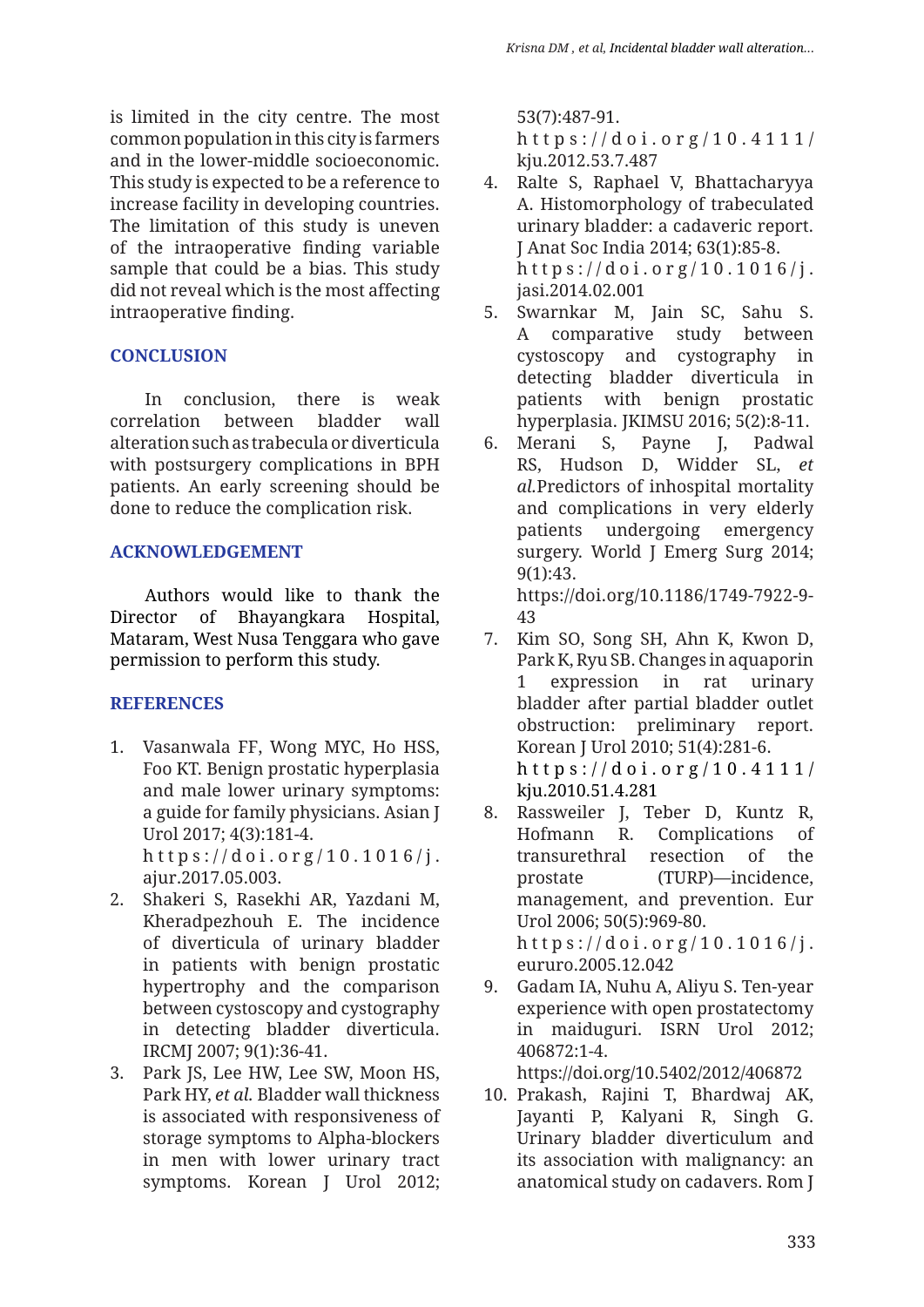is limited in the city centre. The most common population in this city is farmers and in the lower-middle socioeconomic. This study is expected to be a reference to increase facility in developing countries. The limitation of this study is uneven of the intraoperative finding variable sample that could be a bias. This study did not reveal which is the most affecting intraoperative finding.

## CONCLUSION

In conclusion, there is weak correlation between bladder wall alteration such as trabecula or diverticula with postsurgery complications in BPH patients. An early screening should be done to reduce the complication risk.

## ACKNOWLEDGEMENT

Authors would like to thank the Director of Bhayangkara Hospital, Mataram, West Nusa Tenggara who gave permission to perform this study.

## REFERENCES

1. Vasanwala FF, Wong MYC, Ho HSS, Foo KT. Benign prostatic hyperplasia and male lower urinary symptoms: a guide for family physicians. Asian J Urol 2017; 4(3):181-4. https://doi.org/10.1016/j.ajur.2017.05.003.
2. Shakeri S, Rasekhi AR, Yazdani M, Kheradpezhouh E. The incidence of diverticula of urinary bladder in patients with benign prostatic hypertrophy and the comparison between cystoscopy and cystography in detecting bladder diverticula. IRCMJ 2007; 9(1):36-41.
3. Park JS, Lee HW, Lee SW, Moon HS, Park HY, *et al.* Bladder wall thickness is associated with responsiveness of storage symptoms to Alpha-blockers in men with lower urinary tract symptoms. Korean J Urol 2012; 53(7):487-91. https://doi.org/10.4111/kju.2012.53.7.487
4. Ralte S, Raphael V, Bhattacharyya A. Histomorphology of trabeculated urinary bladder: a cadaveric report. J Anat Soc India 2014; 63(1):85-8. https://doi.org/10.1016/j.jasi.2014.02.001
5. Swarnkar M, Jain SC, Sahu S. A comparative study between cystoscopy and cystography in detecting bladder diverticula in patients with benign prostatic hyperplasia. JKIMSU 2016; 5(2):8-11.
6. Merani S, Payne J, Padwal RS, Hudson D, Widder SL, *et al.*Predictors of inhospital mortality and complications in very elderly patients undergoing emergency surgery. World J Emerg Surg 2014; 9(1):43. https://doi.org/10.1186/1749-7922-9-43
7. Kim SO, Song SH, Ahn K, Kwon D, Park K, Ryu SB. Changes in aquaporin 1 expression in rat urinary bladder after partial bladder outlet obstruction: preliminary report. Korean J Urol 2010; 51(4):281-6. https://doi.org/10.4111/kju.2010.51.4.281
8. Rassweiler J, Teber D, Kuntz R, Hofmann R. Complications of transurethral resection of the prostate (TURP)—incidence, management, and prevention. Eur Urol 2006; 50(5):969-80. https://doi.org/10.1016/j.eururo.2005.12.042
9. Gadam IA, Nuhu A, Aliyu S. Ten-year experience with open prostatectomy in maiduguri. ISRN Urol 2012; 406872:1-4. https://doi.org/10.5402/2012/406872
10. Prakash, Rajini T, Bhardwaj AK, Jayanti P, Kalyani R, Singh G. Urinary bladder diverticulum and its association with malignancy: an anatomical study on cadavers. Rom J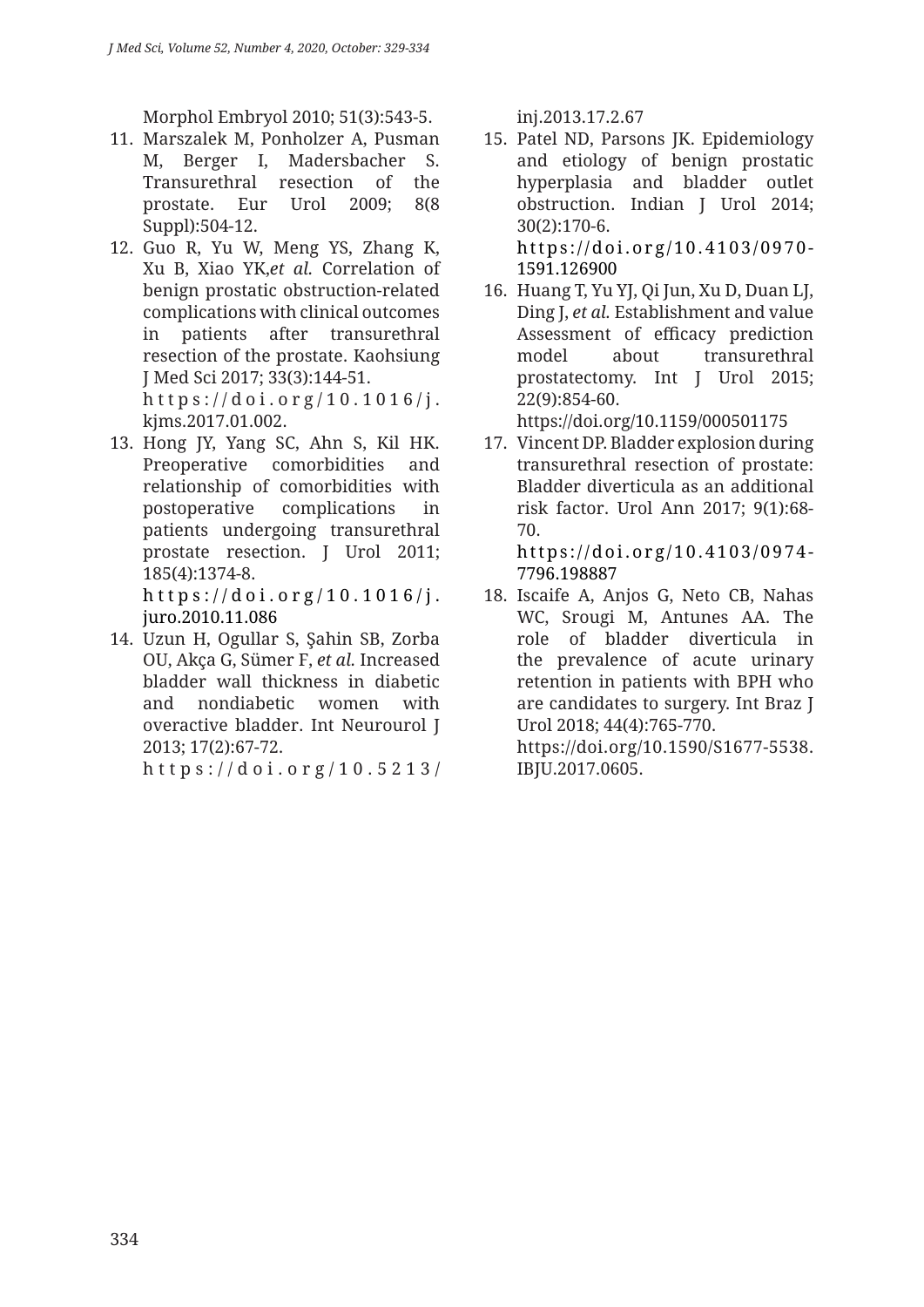Morphol Embryol 2010; 51(3):543-5.

11. Marszalek M, Ponholzer A, Pusman M, Berger I, Madersbacher S. Transurethral resection of the prostate. Eur Urol 2009; 8(8 Suppl):504-12.
12. Guo R, Yu W, Meng YS, Zhang K, Xu B, Xiao YK,*et al.* Correlation of benign prostatic obstruction-related complications with clinical outcomes in patients after transurethral resection of the prostate. Kaohsiung J Med Sci 2017; 33(3):144-51. https://doi.org/10.1016/j.kjms.2017.01.002.
13. Hong JY, Yang SC, Ahn S, Kil HK. Preoperative comorbidities and relationship of comorbidities with postoperative complications in patients undergoing transurethral prostate resection. J Urol 2011; 185(4):1374-8. https://doi.org/10.1016/j.juro.2010.11.086
14. Uzun H, Ogullar S, Şahin SB, Zorba OU, Akça G, Sümer F, *et al.* Increased bladder wall thickness in diabetic and nondiabetic women with overactive bladder. Int Neurourol J 2013; 17(2):67-72. https://doi.org/10.5213/inj.2013.17.2.67
15. Patel ND, Parsons JK. Epidemiology and etiology of benign prostatic hyperplasia and bladder outlet obstruction. Indian J Urol 2014; 30(2):170-6. https://doi.org/10.4103/0970-1591.126900
16. Huang T, Yu YJ, Qi Jun, Xu D, Duan LJ, Ding J, *et al.* Establishment and value Assessment of efficacy prediction model about transurethral prostatectomy. Int J Urol 2015; 22(9):854-60. https://doi.org/10.1159/000501175
17. Vincent DP. Bladder explosion during transurethral resection of prostate: Bladder diverticula as an additional risk factor. Urol Ann 2017; 9(1):68-70. https://doi.org/10.4103/0974-7796.198887
18. Iscaife A, Anjos G, Neto CB, Nahas WC, Srougi M, Antunes AA. The role of bladder diverticula in the prevalence of acute urinary retention in patients with BPH who are candidates to surgery. Int Braz J Urol 2018; 44(4):765-770. https://doi.org/10.1590/S1677-5538.IBJU.2017.0605.